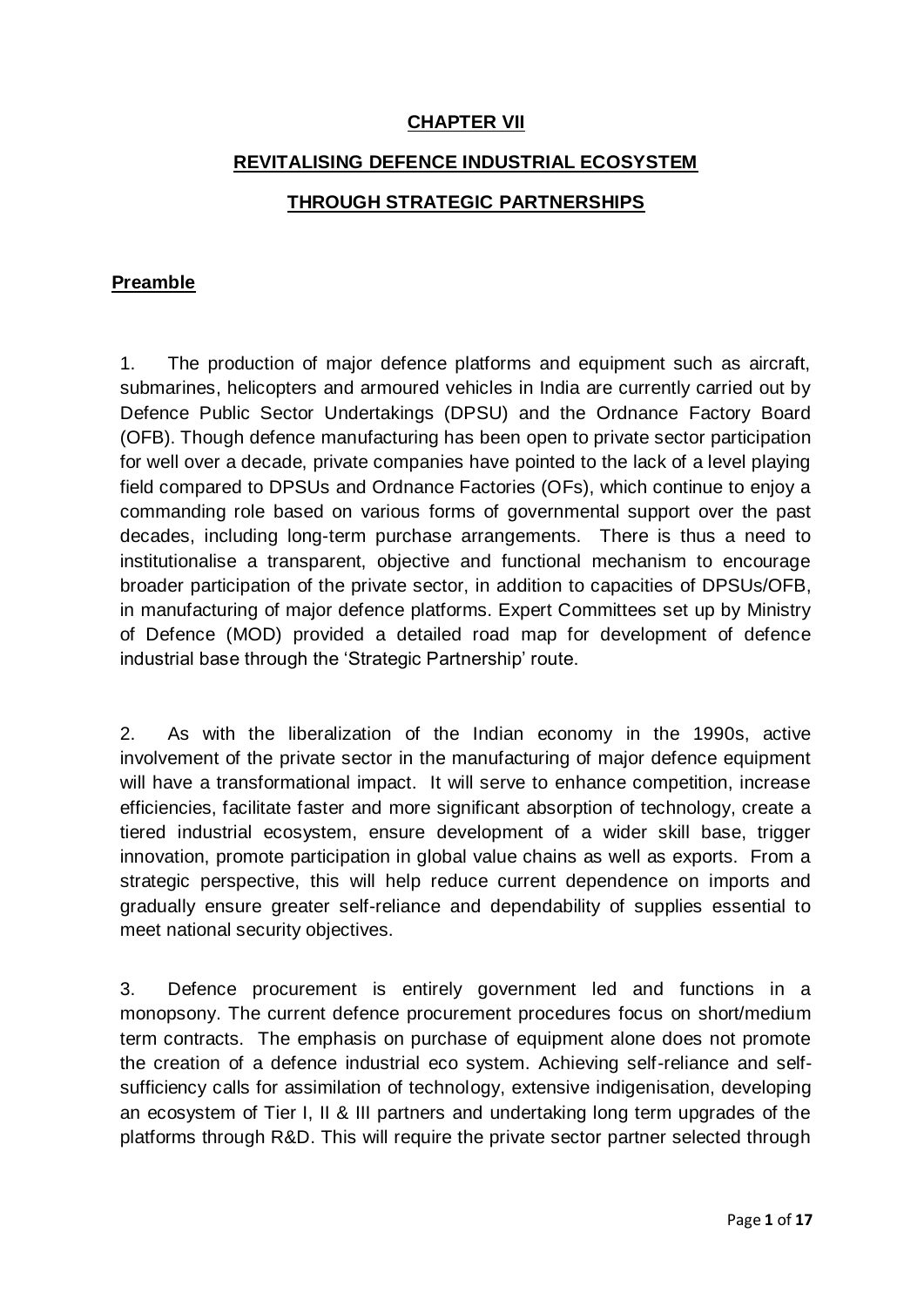# CHAPTER VII

## REVITALISING DEFENCE INDUSTRIAL ECOSYSTEM THROUGH STRATEGIC PARTNERSHIPS

### Preamble

1. The production of major defence platforms and equipment such as aircraft, submarines, helicopters and armoured vehicles in India are currently carried out by Defence Public Sector Undertakings (DPSU) and the Ordnance Factory Board (OFB). Though defence manufacturing has been open to private sector participation for well over a decade, private companies have pointed to the lack of a level playing field compared to DPSUs and Ordnance Factories (OFs), which continue to enjoy a commanding role based on various forms of governmental support over the past decades, including long-term purchase arrangements. There is thus a need to institutionalise a transparent, objective and functional mechanism to encourage broader participation of the private sector, in addition to capacities of DPSUs/OFB, in manufacturing of major defence platforms. Expert Committees set up by Ministry of Defence (MOD) provided a detailed road map for development of defence industrial base through the 'Strategic Partnership' route.

2. As with the liberalization of the Indian economy in the 1990s, active involvement of the private sector in the manufacturing of major defence equipment will have a transformational impact. It will serve to enhance competition, increase efficiencies, facilitate faster and more significant absorption of technology, create a tiered industrial ecosystem, ensure development of a wider skill base, trigger innovation, promote participation in global value chains as well as exports. From a strategic perspective, this will help reduce current dependence on imports and gradually ensure greater self-reliance and dependability of supplies essential to meet national security objectives.

3. Defence procurement is entirely government led and functions in a monopsony. The current defence procurement procedures focus on short/medium term contracts. The emphasis on purchase of equipment alone does not promote the creation of a defence industrial eco system. Achieving self-reliance and self-sufficiency calls for assimilation of technology, extensive indigenisation, developing an ecosystem of Tier I, II & III partners and undertaking long term upgrades of the platforms through R&D. This will require the private sector partner selected through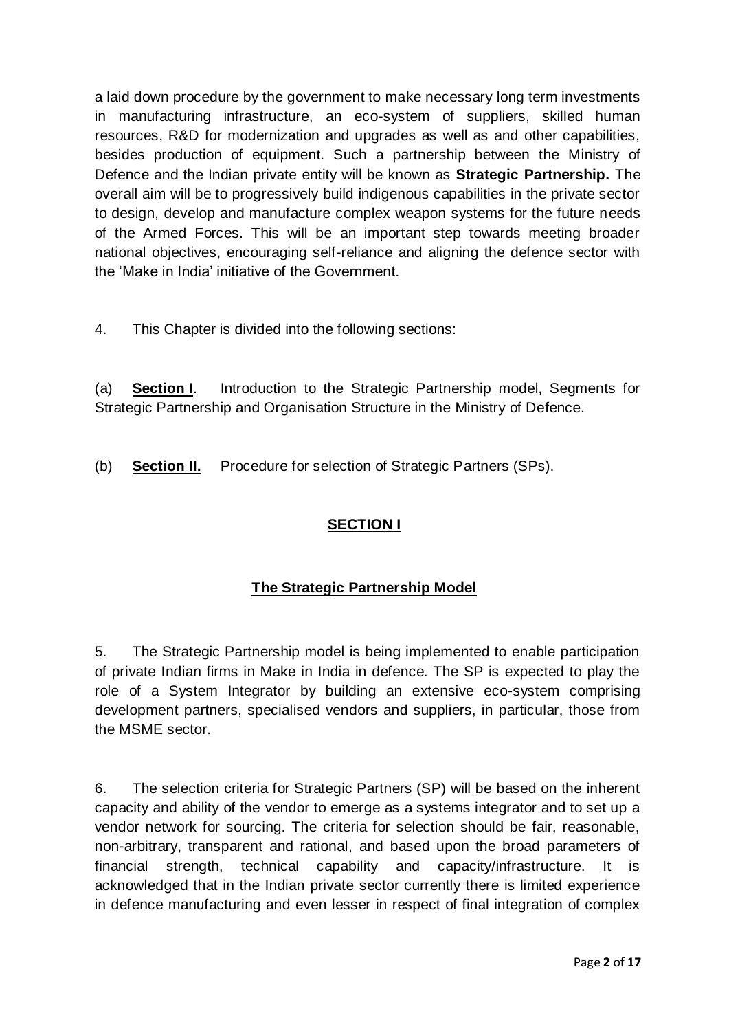a laid down procedure by the government to make necessary long term investments in manufacturing infrastructure, an eco-system of suppliers, skilled human resources, R&D for modernization and upgrades as well as and other capabilities, besides production of equipment. Such a partnership between the Ministry of Defence and the Indian private entity will be known as **Strategic Partnership.** The overall aim will be to progressively build indigenous capabilities in the private sector to design, develop and manufacture complex weapon systems for the future needs of the Armed Forces. This will be an important step towards meeting broader national objectives, encouraging self-reliance and aligning the defence sector with the 'Make in India' initiative of the Government.

4. This Chapter is divided into the following sections:

(a) **Section I**. Introduction to the Strategic Partnership model, Segments for Strategic Partnership and Organisation Structure in the Ministry of Defence.

(b) **Section II.** Procedure for selection of Strategic Partners (SPs).

## SECTION I

### The Strategic Partnership Model

5. The Strategic Partnership model is being implemented to enable participation of private Indian firms in Make in India in defence. The SP is expected to play the role of a System Integrator by building an extensive eco-system comprising development partners, specialised vendors and suppliers, in particular, those from the MSME sector.

6. The selection criteria for Strategic Partners (SP) will be based on the inherent capacity and ability of the vendor to emerge as a systems integrator and to set up a vendor network for sourcing. The criteria for selection should be fair, reasonable, non-arbitrary, transparent and rational, and based upon the broad parameters of financial strength, technical capability and capacity/infrastructure. It is acknowledged that in the Indian private sector currently there is limited experience in defence manufacturing and even lesser in respect of final integration of complex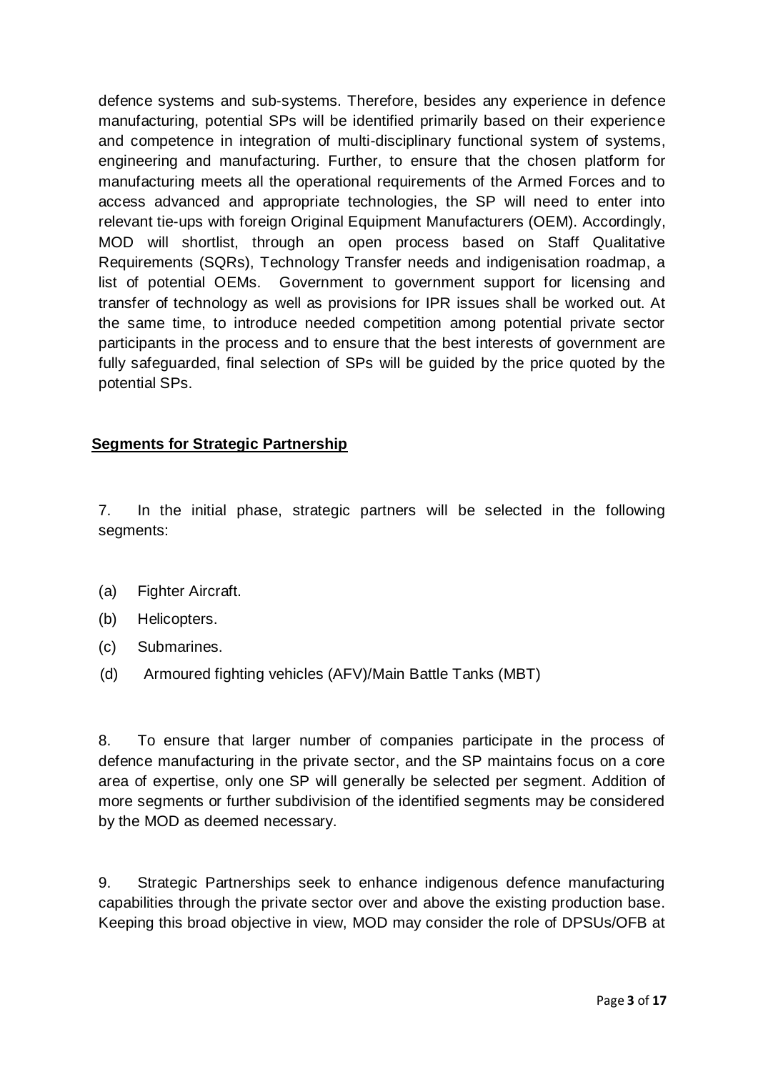defence systems and sub-systems. Therefore, besides any experience in defence manufacturing, potential SPs will be identified primarily based on their experience and competence in integration of multi-disciplinary functional system of systems, engineering and manufacturing. Further, to ensure that the chosen platform for manufacturing meets all the operational requirements of the Armed Forces and to access advanced and appropriate technologies, the SP will need to enter into relevant tie-ups with foreign Original Equipment Manufacturers (OEM). Accordingly, MOD will shortlist, through an open process based on Staff Qualitative Requirements (SQRs), Technology Transfer needs and indigenisation roadmap, a list of potential OEMs. Government to government support for licensing and transfer of technology as well as provisions for IPR issues shall be worked out. At the same time, to introduce needed competition among potential private sector participants in the process and to ensure that the best interests of government are fully safeguarded, final selection of SPs will be guided by the price quoted by the potential SPs.

## Segments for Strategic Partnership

7. In the initial phase, strategic partners will be selected in the following segments:

(a) Fighter Aircraft.

(b) Helicopters.

(c) Submarines.

(d) Armoured fighting vehicles (AFV)/Main Battle Tanks (MBT)

8. To ensure that larger number of companies participate in the process of defence manufacturing in the private sector, and the SP maintains focus on a core area of expertise, only one SP will generally be selected per segment. Addition of more segments or further subdivision of the identified segments may be considered by the MOD as deemed necessary.

9. Strategic Partnerships seek to enhance indigenous defence manufacturing capabilities through the private sector over and above the existing production base. Keeping this broad objective in view, MOD may consider the role of DPSUs/OFB at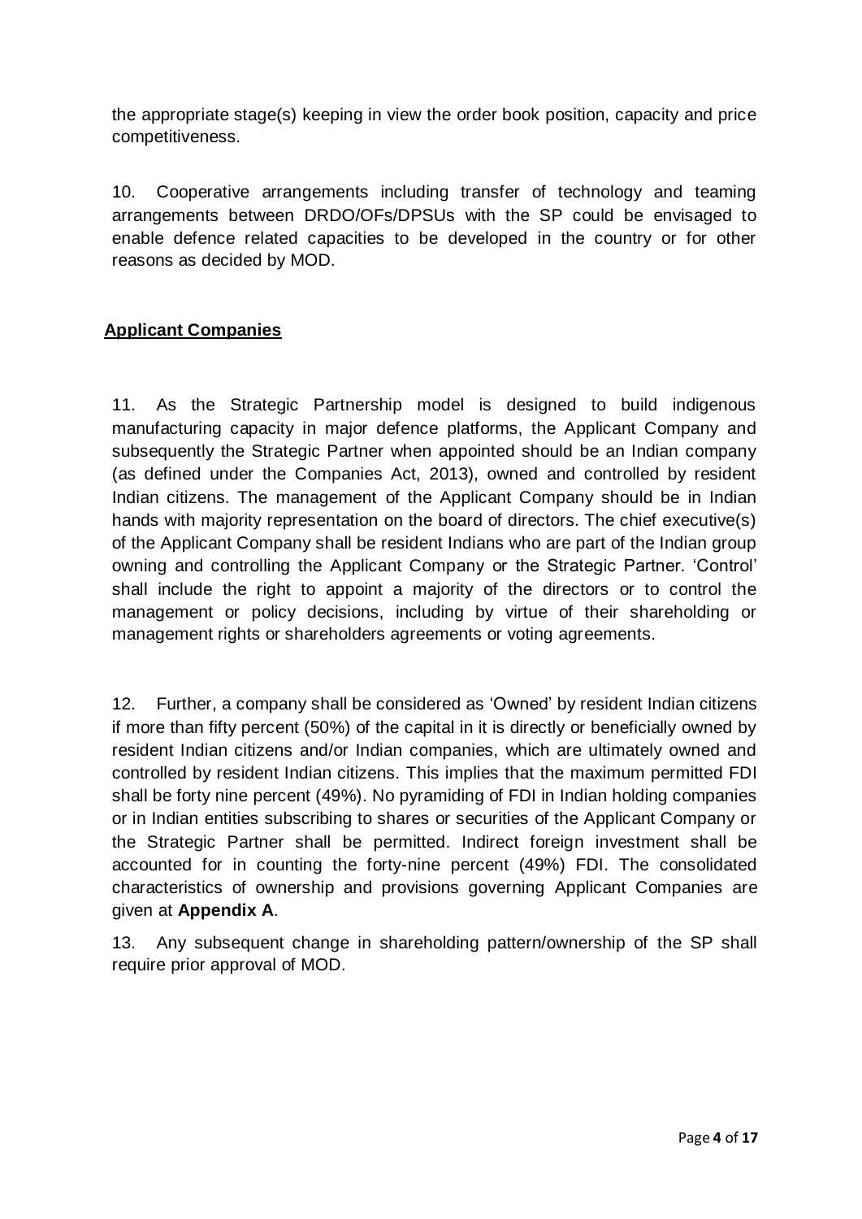the appropriate stage(s) keeping in view the order book position, capacity and price competitiveness.

10. Cooperative arrangements including transfer of technology and teaming arrangements between DRDO/OFs/DPSUs with the SP could be envisaged to enable defence related capacities to be developed in the country or for other reasons as decided by MOD.

## Applicant Companies

11. As the Strategic Partnership model is designed to build indigenous manufacturing capacity in major defence platforms, the Applicant Company and subsequently the Strategic Partner when appointed should be an Indian company (as defined under the Companies Act, 2013), owned and controlled by resident Indian citizens. The management of the Applicant Company should be in Indian hands with majority representation on the board of directors. The chief executive(s) of the Applicant Company shall be resident Indians who are part of the Indian group owning and controlling the Applicant Company or the Strategic Partner. 'Control' shall include the right to appoint a majority of the directors or to control the management or policy decisions, including by virtue of their shareholding or management rights or shareholders agreements or voting agreements.

12. Further, a company shall be considered as 'Owned' by resident Indian citizens if more than fifty percent (50%) of the capital in it is directly or beneficially owned by resident Indian citizens and/or Indian companies, which are ultimately owned and controlled by resident Indian citizens. This implies that the maximum permitted FDI shall be forty nine percent (49%). No pyramiding of FDI in Indian holding companies or in Indian entities subscribing to shares or securities of the Applicant Company or the Strategic Partner shall be permitted. Indirect foreign investment shall be accounted for in counting the forty-nine percent (49%) FDI. The consolidated characteristics of ownership and provisions governing Applicant Companies are given at **Appendix A**.

13. Any subsequent change in shareholding pattern/ownership of the SP shall require prior approval of MOD.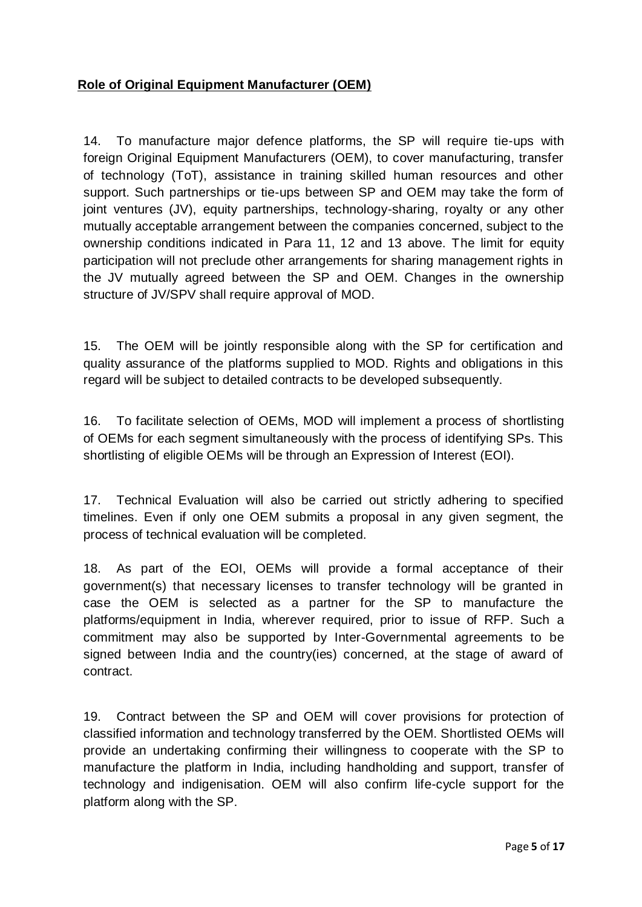## **Role of Original Equipment Manufacturer (OEM)**

14. To manufacture major defence platforms, the SP will require tie-ups with foreign Original Equipment Manufacturers (OEM), to cover manufacturing, transfer of technology (ToT), assistance in training skilled human resources and other support. Such partnerships or tie-ups between SP and OEM may take the form of joint ventures (JV), equity partnerships, technology-sharing, royalty or any other mutually acceptable arrangement between the companies concerned, subject to the ownership conditions indicated in Para 11, 12 and 13 above. The limit for equity participation will not preclude other arrangements for sharing management rights in the JV mutually agreed between the SP and OEM. Changes in the ownership structure of JV/SPV shall require approval of MOD.

15. The OEM will be jointly responsible along with the SP for certification and quality assurance of the platforms supplied to MOD. Rights and obligations in this regard will be subject to detailed contracts to be developed subsequently.

16. To facilitate selection of OEMs, MOD will implement a process of shortlisting of OEMs for each segment simultaneously with the process of identifying SPs. This shortlisting of eligible OEMs will be through an Expression of Interest (EOI).

17. Technical Evaluation will also be carried out strictly adhering to specified timelines. Even if only one OEM submits a proposal in any given segment, the process of technical evaluation will be completed.

18. As part of the EOI, OEMs will provide a formal acceptance of their government(s) that necessary licenses to transfer technology will be granted in case the OEM is selected as a partner for the SP to manufacture the platforms/equipment in India, wherever required, prior to issue of RFP. Such a commitment may also be supported by Inter-Governmental agreements to be signed between India and the country(ies) concerned, at the stage of award of contract.

19. Contract between the SP and OEM will cover provisions for protection of classified information and technology transferred by the OEM. Shortlisted OEMs will provide an undertaking confirming their willingness to cooperate with the SP to manufacture the platform in India, including handholding and support, transfer of technology and indigenisation. OEM will also confirm life-cycle support for the platform along with the SP.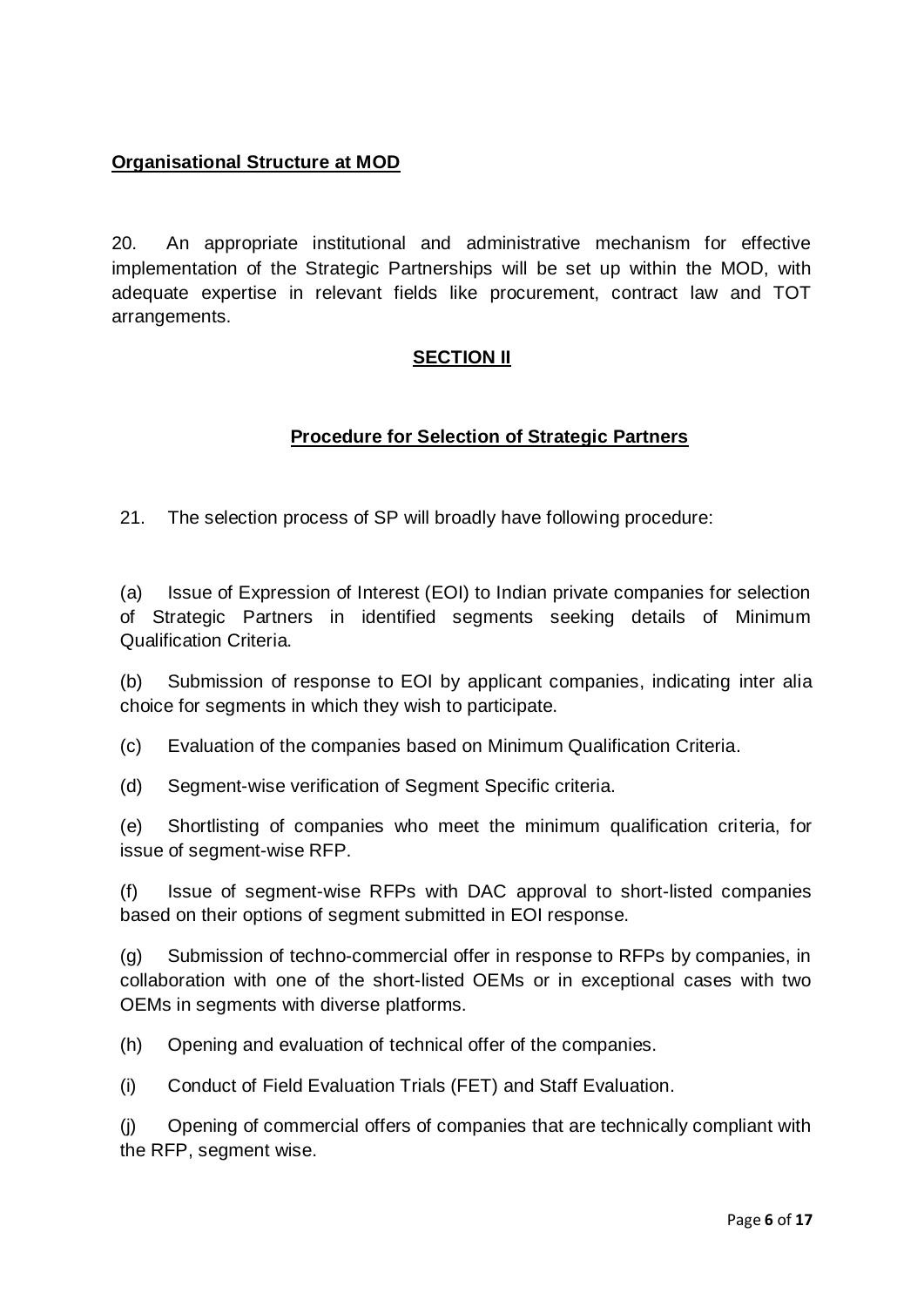**Organisational Structure at MOD**

20. An appropriate institutional and administrative mechanism for effective implementation of the Strategic Partnerships will be set up within the MOD, with adequate expertise in relevant fields like procurement, contract law and TOT arrangements.

## SECTION II

### Procedure for Selection of Strategic Partners

21. The selection process of SP will broadly have following procedure:

(a) Issue of Expression of Interest (EOI) to Indian private companies for selection of Strategic Partners in identified segments seeking details of Minimum Qualification Criteria.

(b) Submission of response to EOI by applicant companies, indicating inter alia choice for segments in which they wish to participate.

(c) Evaluation of the companies based on Minimum Qualification Criteria.

(d) Segment-wise verification of Segment Specific criteria.

(e) Shortlisting of companies who meet the minimum qualification criteria, for issue of segment-wise RFP.

(f) Issue of segment-wise RFPs with DAC approval to short-listed companies based on their options of segment submitted in EOI response.

(g) Submission of techno-commercial offer in response to RFPs by companies, in collaboration with one of the short-listed OEMs or in exceptional cases with two OEMs in segments with diverse platforms.

(h) Opening and evaluation of technical offer of the companies.

(i) Conduct of Field Evaluation Trials (FET) and Staff Evaluation.

(j) Opening of commercial offers of companies that are technically compliant with the RFP, segment wise.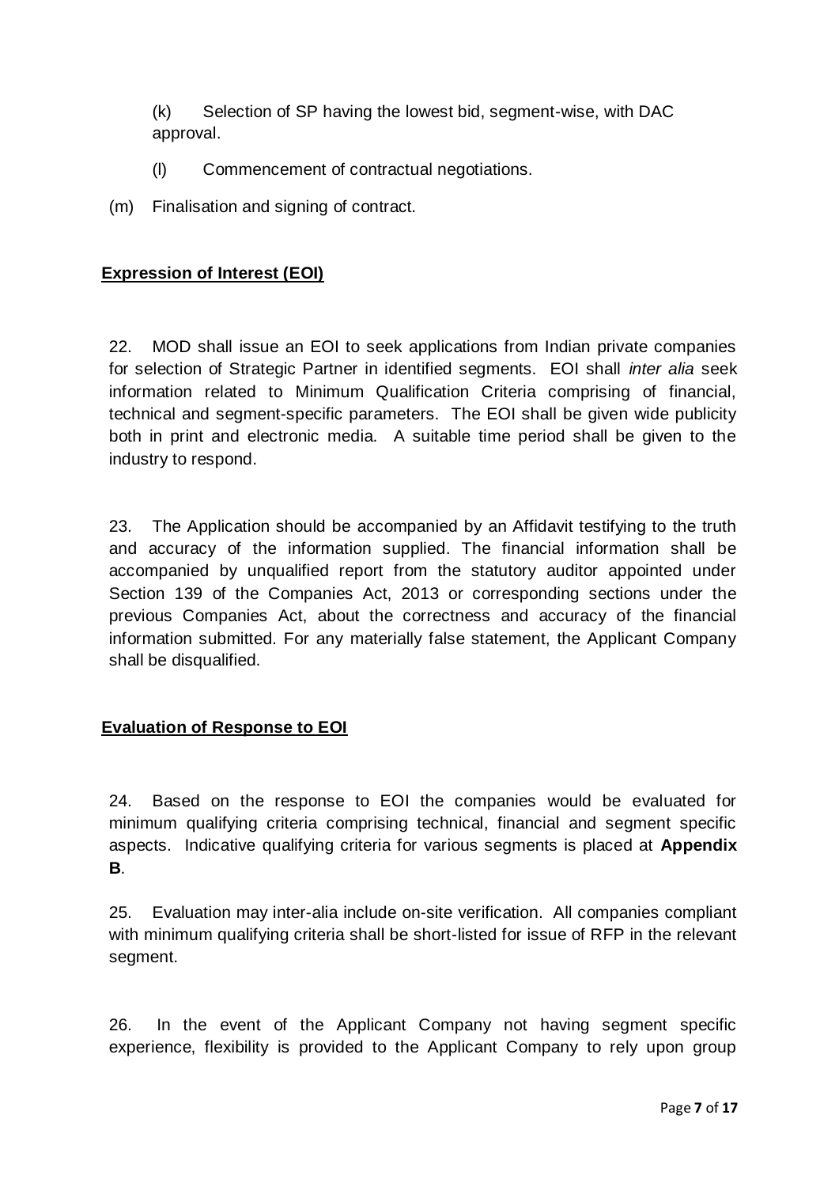(k) Selection of SP having the lowest bid, segment-wise, with DAC approval.

(l) Commencement of contractual negotiations.

(m) Finalisation and signing of contract.

## **Expression of Interest (EOI)**

22. MOD shall issue an EOI to seek applications from Indian private companies for selection of Strategic Partner in identified segments. EOI shall *inter alia* seek information related to Minimum Qualification Criteria comprising of financial, technical and segment-specific parameters. The EOI shall be given wide publicity both in print and electronic media. A suitable time period shall be given to the industry to respond.

23. The Application should be accompanied by an Affidavit testifying to the truth and accuracy of the information supplied. The financial information shall be accompanied by unqualified report from the statutory auditor appointed under Section 139 of the Companies Act, 2013 or corresponding sections under the previous Companies Act, about the correctness and accuracy of the financial information submitted. For any materially false statement, the Applicant Company shall be disqualified.

## **Evaluation of Response to EOI**

24. Based on the response to EOI the companies would be evaluated for minimum qualifying criteria comprising technical, financial and segment specific aspects. Indicative qualifying criteria for various segments is placed at **Appendix B**.

25. Evaluation may inter-alia include on-site verification. All companies compliant with minimum qualifying criteria shall be short-listed for issue of RFP in the relevant segment.

26. In the event of the Applicant Company not having segment specific experience, flexibility is provided to the Applicant Company to rely upon group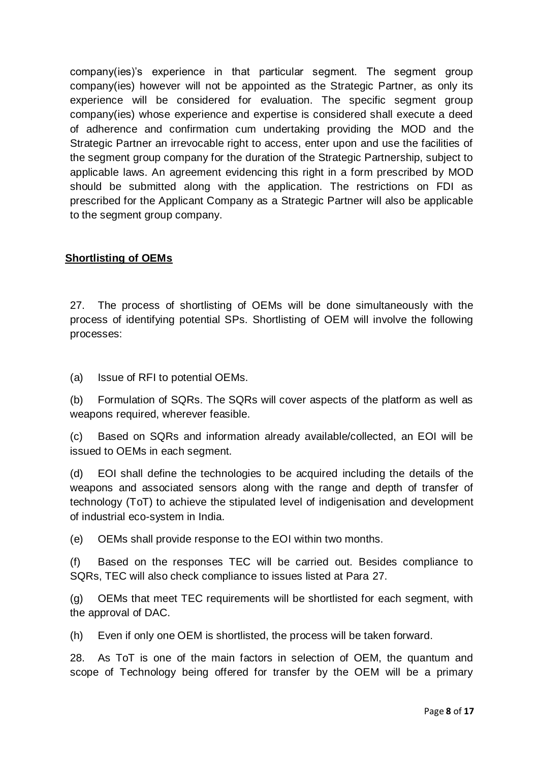company(ies)'s experience in that particular segment. The segment group company(ies) however will not be appointed as the Strategic Partner, as only its experience will be considered for evaluation. The specific segment group company(ies) whose experience and expertise is considered shall execute a deed of adherence and confirmation cum undertaking providing the MOD and the Strategic Partner an irrevocable right to access, enter upon and use the facilities of the segment group company for the duration of the Strategic Partnership, subject to applicable laws. An agreement evidencing this right in a form prescribed by MOD should be submitted along with the application. The restrictions on FDI as prescribed for the Applicant Company as a Strategic Partner will also be applicable to the segment group company.

## Shortlisting of OEMs

27. The process of shortlisting of OEMs will be done simultaneously with the process of identifying potential SPs. Shortlisting of OEM will involve the following processes:

(a) Issue of RFI to potential OEMs.

(b) Formulation of SQRs. The SQRs will cover aspects of the platform as well as weapons required, wherever feasible.

(c) Based on SQRs and information already available/collected, an EOI will be issued to OEMs in each segment.

(d) EOI shall define the technologies to be acquired including the details of the weapons and associated sensors along with the range and depth of transfer of technology (ToT) to achieve the stipulated level of indigenisation and development of industrial eco-system in India.

(e) OEMs shall provide response to the EOI within two months.

(f) Based on the responses TEC will be carried out. Besides compliance to SQRs, TEC will also check compliance to issues listed at Para 27.

(g) OEMs that meet TEC requirements will be shortlisted for each segment, with the approval of DAC.

(h) Even if only one OEM is shortlisted, the process will be taken forward.

28. As ToT is one of the main factors in selection of OEM, the quantum and scope of Technology being offered for transfer by the OEM will be a primary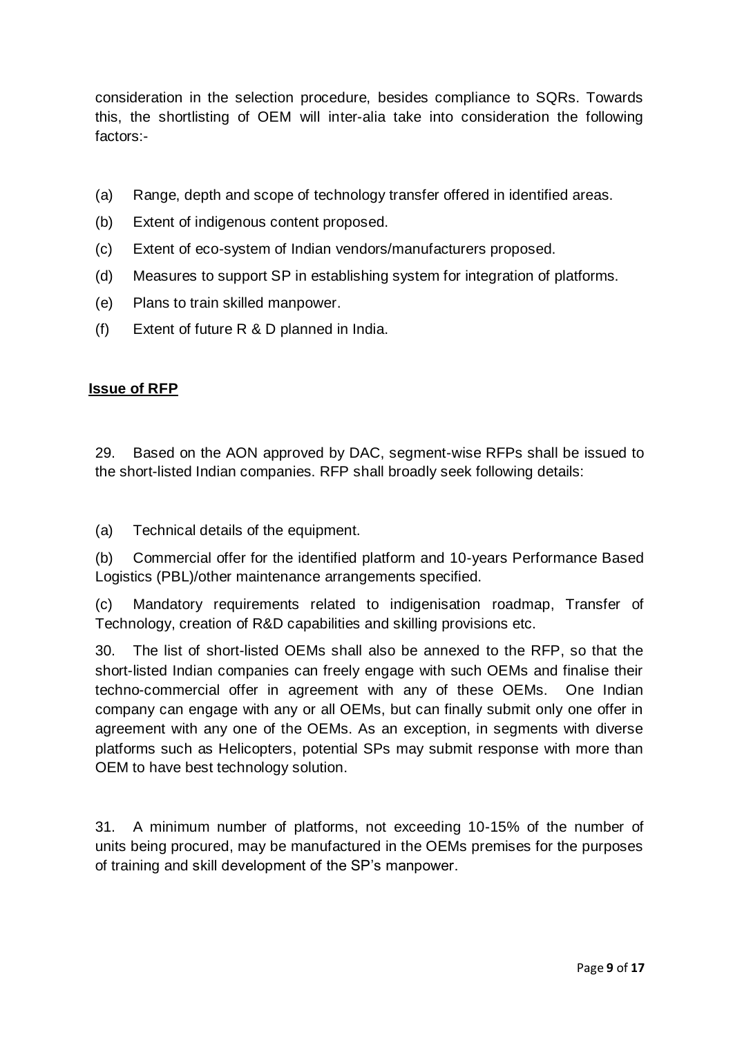consideration in the selection procedure, besides compliance to SQRs. Towards this, the shortlisting of OEM will inter-alia take into consideration the following factors:-

(a) Range, depth and scope of technology transfer offered in identified areas.

(b) Extent of indigenous content proposed.

(c) Extent of eco-system of Indian vendors/manufacturers proposed.

(d) Measures to support SP in establishing system for integration of platforms.

(e) Plans to train skilled manpower.

(f) Extent of future R & D planned in India.

**Issue of RFP**

29. Based on the AON approved by DAC, segment-wise RFPs shall be issued to the short-listed Indian companies. RFP shall broadly seek following details:

(a) Technical details of the equipment.

(b) Commercial offer for the identified platform and 10-years Performance Based Logistics (PBL)/other maintenance arrangements specified.

(c) Mandatory requirements related to indigenisation roadmap, Transfer of Technology, creation of R&D capabilities and skilling provisions etc.

30. The list of short-listed OEMs shall also be annexed to the RFP, so that the short-listed Indian companies can freely engage with such OEMs and finalise their techno-commercial offer in agreement with any of these OEMs. One Indian company can engage with any or all OEMs, but can finally submit only one offer in agreement with any one of the OEMs. As an exception, in segments with diverse platforms such as Helicopters, potential SPs may submit response with more than OEM to have best technology solution.

31. A minimum number of platforms, not exceeding 10-15% of the number of units being procured, may be manufactured in the OEMs premises for the purposes of training and skill development of the SP's manpower.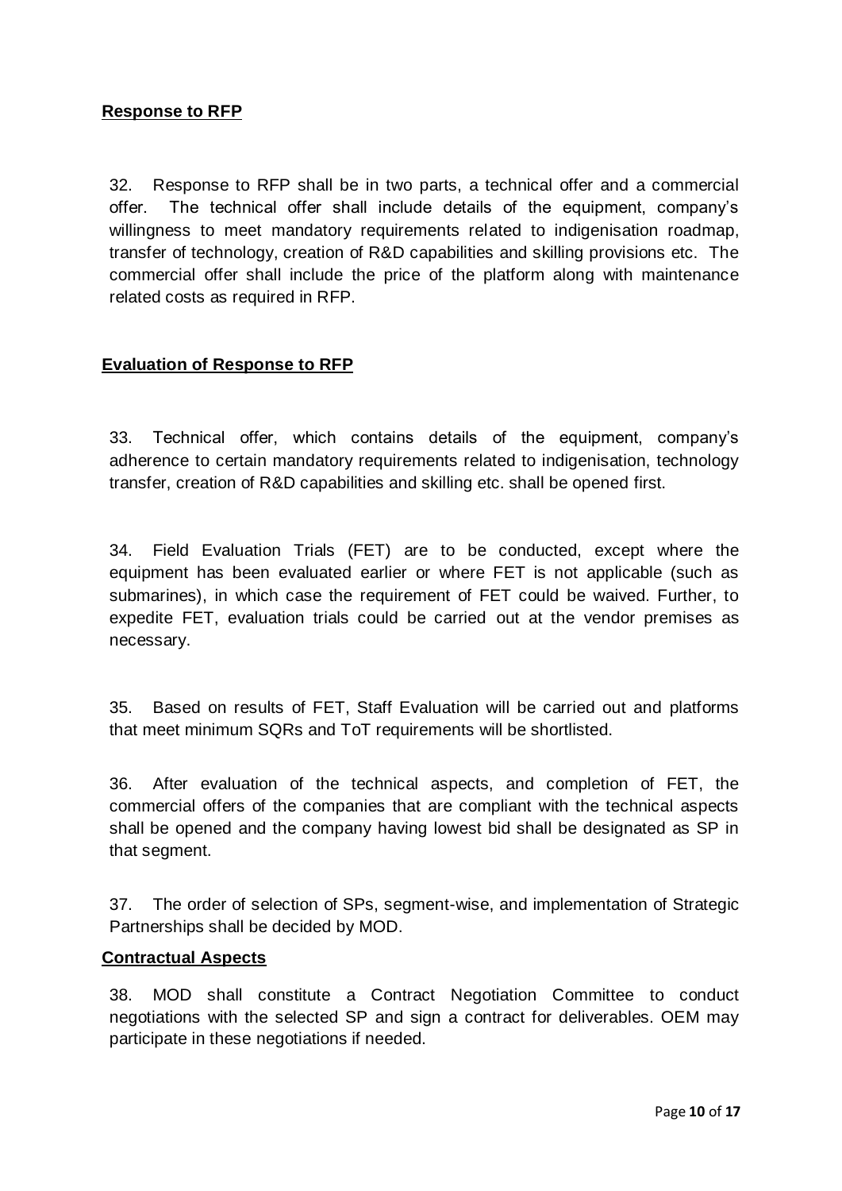**Response to RFP**

32. Response to RFP shall be in two parts, a technical offer and a commercial offer. The technical offer shall include details of the equipment, company's willingness to meet mandatory requirements related to indigenisation roadmap, transfer of technology, creation of R&D capabilities and skilling provisions etc. The commercial offer shall include the price of the platform along with maintenance related costs as required in RFP.

**Evaluation of Response to RFP**

33. Technical offer, which contains details of the equipment, company's adherence to certain mandatory requirements related to indigenisation, technology transfer, creation of R&D capabilities and skilling etc. shall be opened first.

34. Field Evaluation Trials (FET) are to be conducted, except where the equipment has been evaluated earlier or where FET is not applicable (such as submarines), in which case the requirement of FET could be waived. Further, to expedite FET, evaluation trials could be carried out at the vendor premises as necessary.

35. Based on results of FET, Staff Evaluation will be carried out and platforms that meet minimum SQRs and ToT requirements will be shortlisted.

36. After evaluation of the technical aspects, and completion of FET, the commercial offers of the companies that are compliant with the technical aspects shall be opened and the company having lowest bid shall be designated as SP in that segment.

37. The order of selection of SPs, segment-wise, and implementation of Strategic Partnerships shall be decided by MOD.

**Contractual Aspects**

38. MOD shall constitute a Contract Negotiation Committee to conduct negotiations with the selected SP and sign a contract for deliverables. OEM may participate in these negotiations if needed.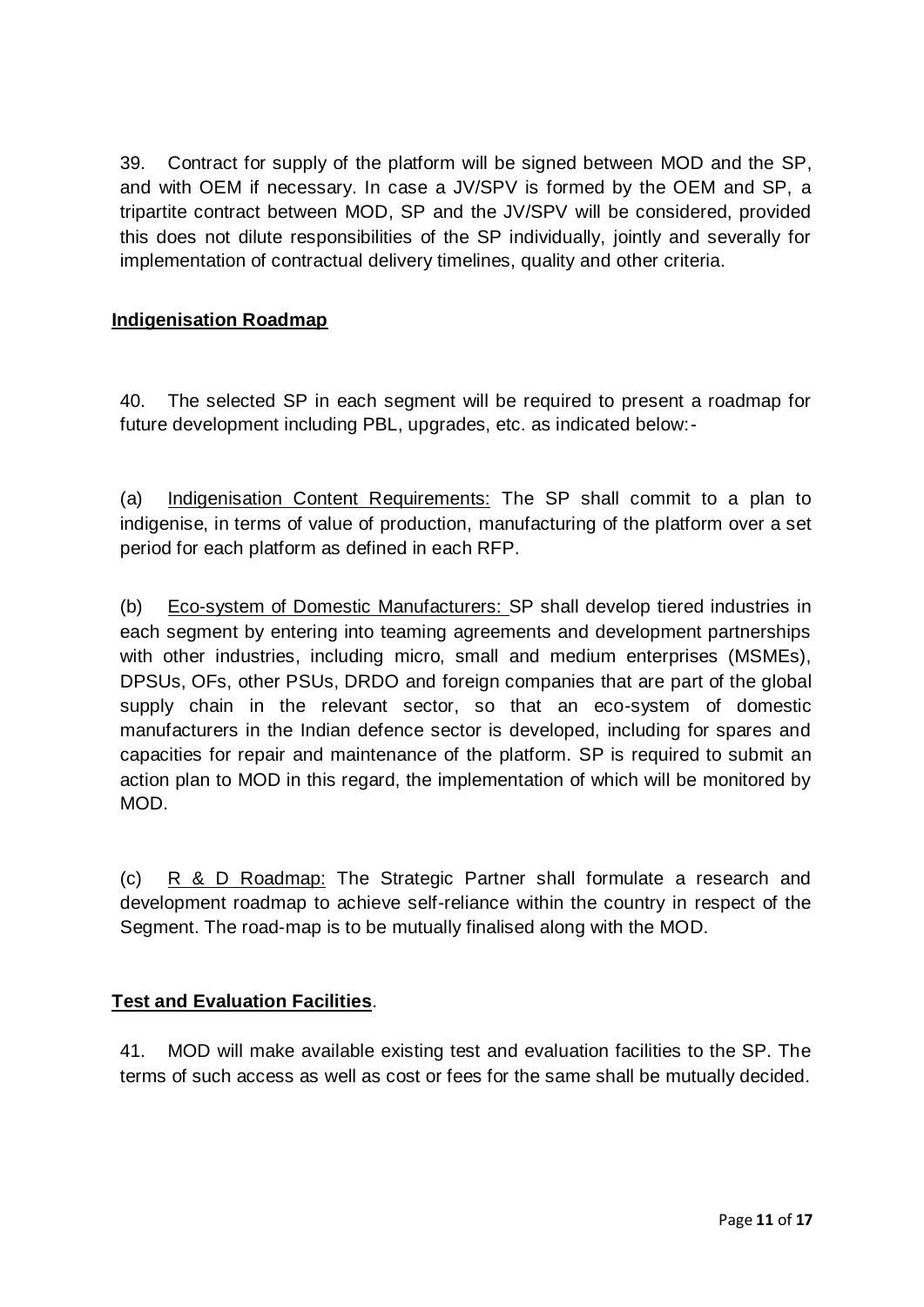39. Contract for supply of the platform will be signed between MOD and the SP, and with OEM if necessary. In case a JV/SPV is formed by the OEM and SP, a tripartite contract between MOD, SP and the JV/SPV will be considered, provided this does not dilute responsibilities of the SP individually, jointly and severally for implementation of contractual delivery timelines, quality and other criteria.

**Indigenisation Roadmap**

40. The selected SP in each segment will be required to present a roadmap for future development including PBL, upgrades, etc. as indicated below:-

(a) Indigenisation Content Requirements: The SP shall commit to a plan to indigenise, in terms of value of production, manufacturing of the platform over a set period for each platform as defined in each RFP.

(b) Eco-system of Domestic Manufacturers: SP shall develop tiered industries in each segment by entering into teaming agreements and development partnerships with other industries, including micro, small and medium enterprises (MSMEs), DPSUs, OFs, other PSUs, DRDO and foreign companies that are part of the global supply chain in the relevant sector, so that an eco-system of domestic manufacturers in the Indian defence sector is developed, including for spares and capacities for repair and maintenance of the platform. SP is required to submit an action plan to MOD in this regard, the implementation of which will be monitored by MOD.

(c) R & D Roadmap: The Strategic Partner shall formulate a research and development roadmap to achieve self-reliance within the country in respect of the Segment. The road-map is to be mutually finalised along with the MOD.

**Test and Evaluation Facilities**.

41. MOD will make available existing test and evaluation facilities to the SP. The terms of such access as well as cost or fees for the same shall be mutually decided.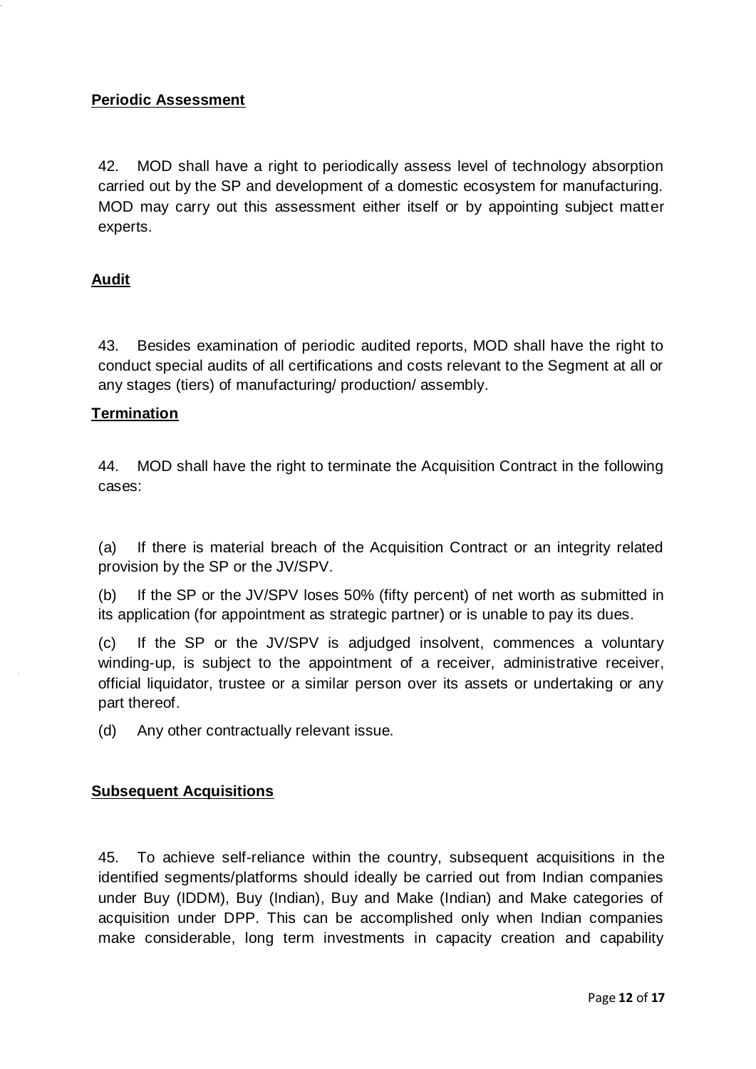**Periodic Assessment**

42. MOD shall have a right to periodically assess level of technology absorption carried out by the SP and development of a domestic ecosystem for manufacturing. MOD may carry out this assessment either itself or by appointing subject matter experts.

**Audit**

43. Besides examination of periodic audited reports, MOD shall have the right to conduct special audits of all certifications and costs relevant to the Segment at all or any stages (tiers) of manufacturing/ production/ assembly.

**Termination**

44. MOD shall have the right to terminate the Acquisition Contract in the following cases:

(a) If there is material breach of the Acquisition Contract or an integrity related provision by the SP or the JV/SPV.

(b) If the SP or the JV/SPV loses 50% (fifty percent) of net worth as submitted in its application (for appointment as strategic partner) or is unable to pay its dues.

(c) If the SP or the JV/SPV is adjudged insolvent, commences a voluntary winding-up, is subject to the appointment of a receiver, administrative receiver, official liquidator, trustee or a similar person over its assets or undertaking or any part thereof.

(d) Any other contractually relevant issue.

**Subsequent Acquisitions**

45. To achieve self-reliance within the country, subsequent acquisitions in the identified segments/platforms should ideally be carried out from Indian companies under Buy (IDDM), Buy (Indian), Buy and Make (Indian) and Make categories of acquisition under DPP. This can be accomplished only when Indian companies make considerable, long term investments in capacity creation and capability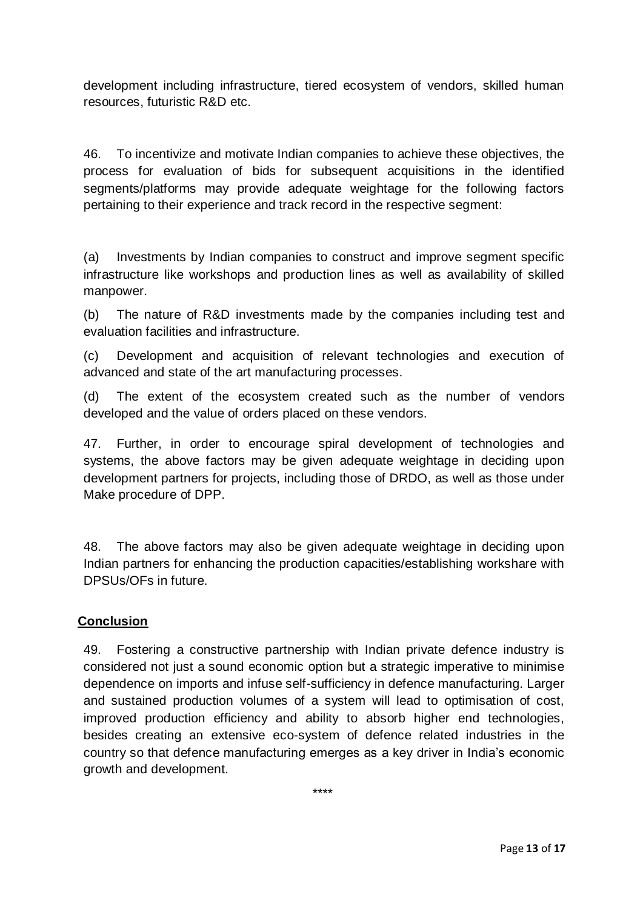development including infrastructure, tiered ecosystem of vendors, skilled human resources, futuristic R&D etc.

46. To incentivize and motivate Indian companies to achieve these objectives, the process for evaluation of bids for subsequent acquisitions in the identified segments/platforms may provide adequate weightage for the following factors pertaining to their experience and track record in the respective segment:

(a) Investments by Indian companies to construct and improve segment specific infrastructure like workshops and production lines as well as availability of skilled manpower.

(b) The nature of R&D investments made by the companies including test and evaluation facilities and infrastructure.

(c) Development and acquisition of relevant technologies and execution of advanced and state of the art manufacturing processes.

(d) The extent of the ecosystem created such as the number of vendors developed and the value of orders placed on these vendors.

47. Further, in order to encourage spiral development of technologies and systems, the above factors may be given adequate weightage in deciding upon development partners for projects, including those of DRDO, as well as those under Make procedure of DPP.

48. The above factors may also be given adequate weightage in deciding upon Indian partners for enhancing the production capacities/establishing workshare with DPSUs/OFs in future.

## Conclusion

49. Fostering a constructive partnership with Indian private defence industry is considered not just a sound economic option but a strategic imperative to minimise dependence on imports and infuse self-sufficiency in defence manufacturing. Larger and sustained production volumes of a system will lead to optimisation of cost, improved production efficiency and ability to absorb higher end technologies, besides creating an extensive eco-system of defence related industries in the country so that defence manufacturing emerges as a key driver in India's economic growth and development.

****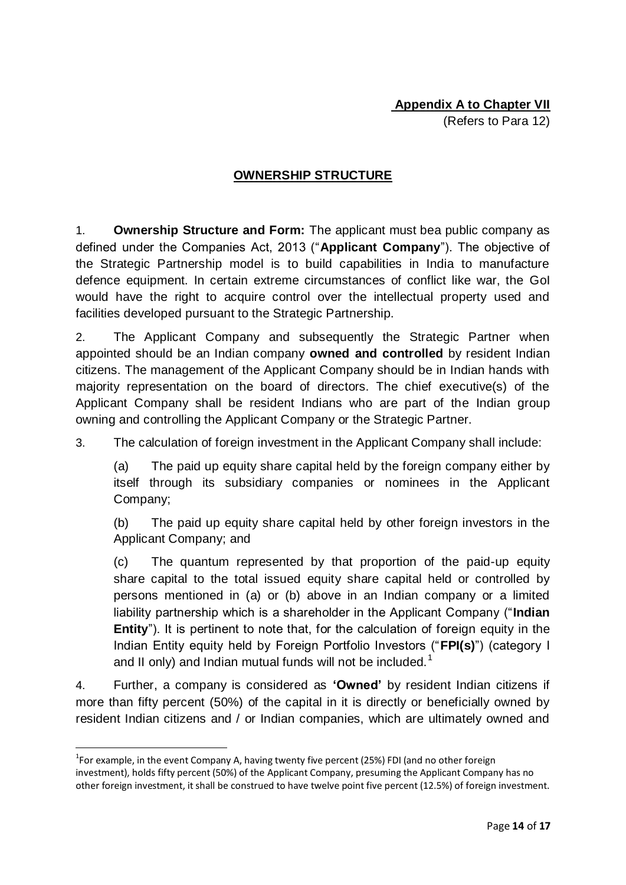**Appendix A to Chapter VII**

(Refers to Para 12)

## OWNERSHIP STRUCTURE

1. **Ownership Structure and Form:** The applicant must bea public company as defined under the Companies Act, 2013 ("**Applicant Company**"). The objective of the Strategic Partnership model is to build capabilities in India to manufacture defence equipment. In certain extreme circumstances of conflict like war, the GoI would have the right to acquire control over the intellectual property used and facilities developed pursuant to the Strategic Partnership.

2. The Applicant Company and subsequently the Strategic Partner when appointed should be an Indian company **owned and controlled** by resident Indian citizens. The management of the Applicant Company should be in Indian hands with majority representation on the board of directors. The chief executive(s) of the Applicant Company shall be resident Indians who are part of the Indian group owning and controlling the Applicant Company or the Strategic Partner.

3. The calculation of foreign investment in the Applicant Company shall include:

   (a) The paid up equity share capital held by the foreign company either by itself through its subsidiary companies or nominees in the Applicant Company;

   (b) The paid up equity share capital held by other foreign investors in the Applicant Company; and

   (c) The quantum represented by that proportion of the paid-up equity share capital to the total issued equity share capital held or controlled by persons mentioned in (a) or (b) above in an Indian company or a limited liability partnership which is a shareholder in the Applicant Company ("**Indian Entity**"). It is pertinent to note that, for the calculation of foreign equity in the Indian Entity equity held by Foreign Portfolio Investors ("**FPI(s)**") (category I and II only) and Indian mutual funds will not be included.[1]

4. Further, a company is considered as **'Owned'** by resident Indian citizens if more than fifty percent (50%) of the capital in it is directly or beneficially owned by resident Indian citizens and / or Indian companies, which are ultimately owned and

[1] For example, in the event Company A, having twenty five percent (25%) FDI (and no other foreign investment), holds fifty percent (50%) of the Applicant Company, presuming the Applicant Company has no other foreign investment, it shall be construed to have twelve point five percent (12.5%) of foreign investment.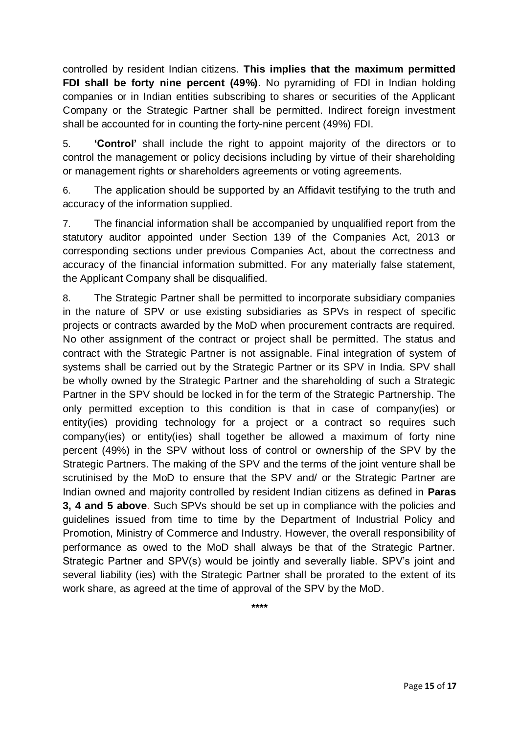controlled by resident Indian citizens. **This implies that the maximum permitted FDI shall be forty nine percent (49%)**. No pyramiding of FDI in Indian holding companies or in Indian entities subscribing to shares or securities of the Applicant Company or the Strategic Partner shall be permitted. Indirect foreign investment shall be accounted for in counting the forty-nine percent (49%) FDI.

5. **'Control'** shall include the right to appoint majority of the directors or to control the management or policy decisions including by virtue of their shareholding or management rights or shareholders agreements or voting agreements.

6. The application should be supported by an Affidavit testifying to the truth and accuracy of the information supplied.

7. The financial information shall be accompanied by unqualified report from the statutory auditor appointed under Section 139 of the Companies Act, 2013 or corresponding sections under previous Companies Act, about the correctness and accuracy of the financial information submitted. For any materially false statement, the Applicant Company shall be disqualified.

8. The Strategic Partner shall be permitted to incorporate subsidiary companies in the nature of SPV or use existing subsidiaries as SPVs in respect of specific projects or contracts awarded by the MoD when procurement contracts are required. No other assignment of the contract or project shall be permitted. The status and contract with the Strategic Partner is not assignable. Final integration of system of systems shall be carried out by the Strategic Partner or its SPV in India. SPV shall be wholly owned by the Strategic Partner and the shareholding of such a Strategic Partner in the SPV should be locked in for the term of the Strategic Partnership. The only permitted exception to this condition is that in case of company(ies) or entity(ies) providing technology for a project or a contract so requires such company(ies) or entity(ies) shall together be allowed a maximum of forty nine percent (49%) in the SPV without loss of control or ownership of the SPV by the Strategic Partners. The making of the SPV and the terms of the joint venture shall be scrutinised by the MoD to ensure that the SPV and/ or the Strategic Partner are Indian owned and majority controlled by resident Indian citizens as defined in **Paras 3, 4 and 5 above**. Such SPVs should be set up in compliance with the policies and guidelines issued from time to time by the Department of Industrial Policy and Promotion, Ministry of Commerce and Industry. However, the overall responsibility of performance as owed to the MoD shall always be that of the Strategic Partner. Strategic Partner and SPV(s) would be jointly and severally liable. SPV's joint and several liability (ies) with the Strategic Partner shall be prorated to the extent of its work share, as agreed at the time of approval of the SPV by the MoD.

\*\*\*\*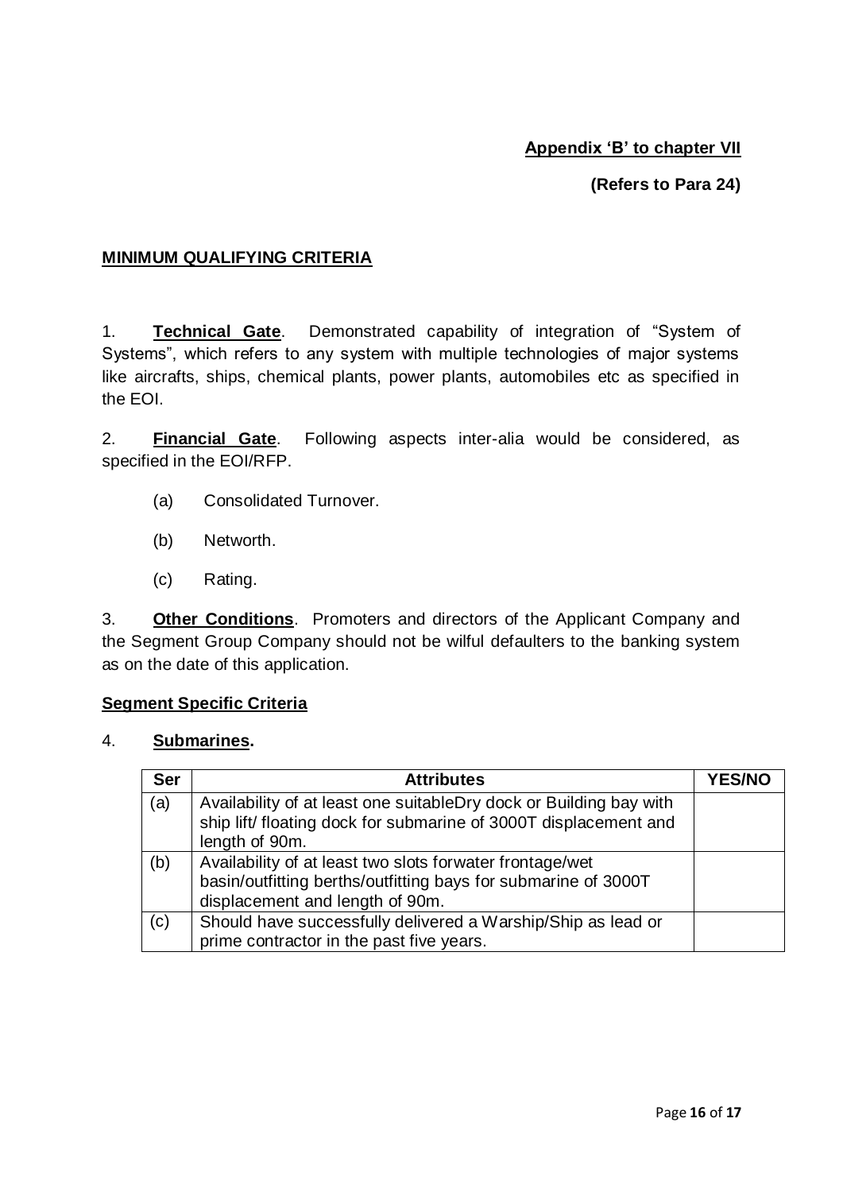**Appendix 'B' to chapter VII**

**(Refers to Para 24)**

## MINIMUM QUALIFYING CRITERIA

1. **Technical Gate**. Demonstrated capability of integration of "System of Systems", which refers to any system with multiple technologies of major systems like aircrafts, ships, chemical plants, power plants, automobiles etc as specified in the EOI.

2. **Financial Gate**. Following aspects inter-alia would be considered, as specified in the EOI/RFP.

   (a) Consolidated Turnover.

   (b) Networth.

   (c) Rating.

3. **Other Conditions**. Promoters and directors of the Applicant Company and the Segment Group Company should not be wilful defaulters to the banking system as on the date of this application.

### Segment Specific Criteria

4. **Submarines.**

| Ser | Attributes | YES/NO |
|---|---|---|
| (a) | Availability of at least one suitableDry dock or Building bay with ship lift/ floating dock for submarine of 3000T displacement and length of 90m. | |
| (b) | Availability of at least two slots forwater frontage/wet basin/outfitting berths/outfitting bays for submarine of 3000T displacement and length of 90m. | |
| (c) | Should have successfully delivered a Warship/Ship as lead or prime contractor in the past five years. | |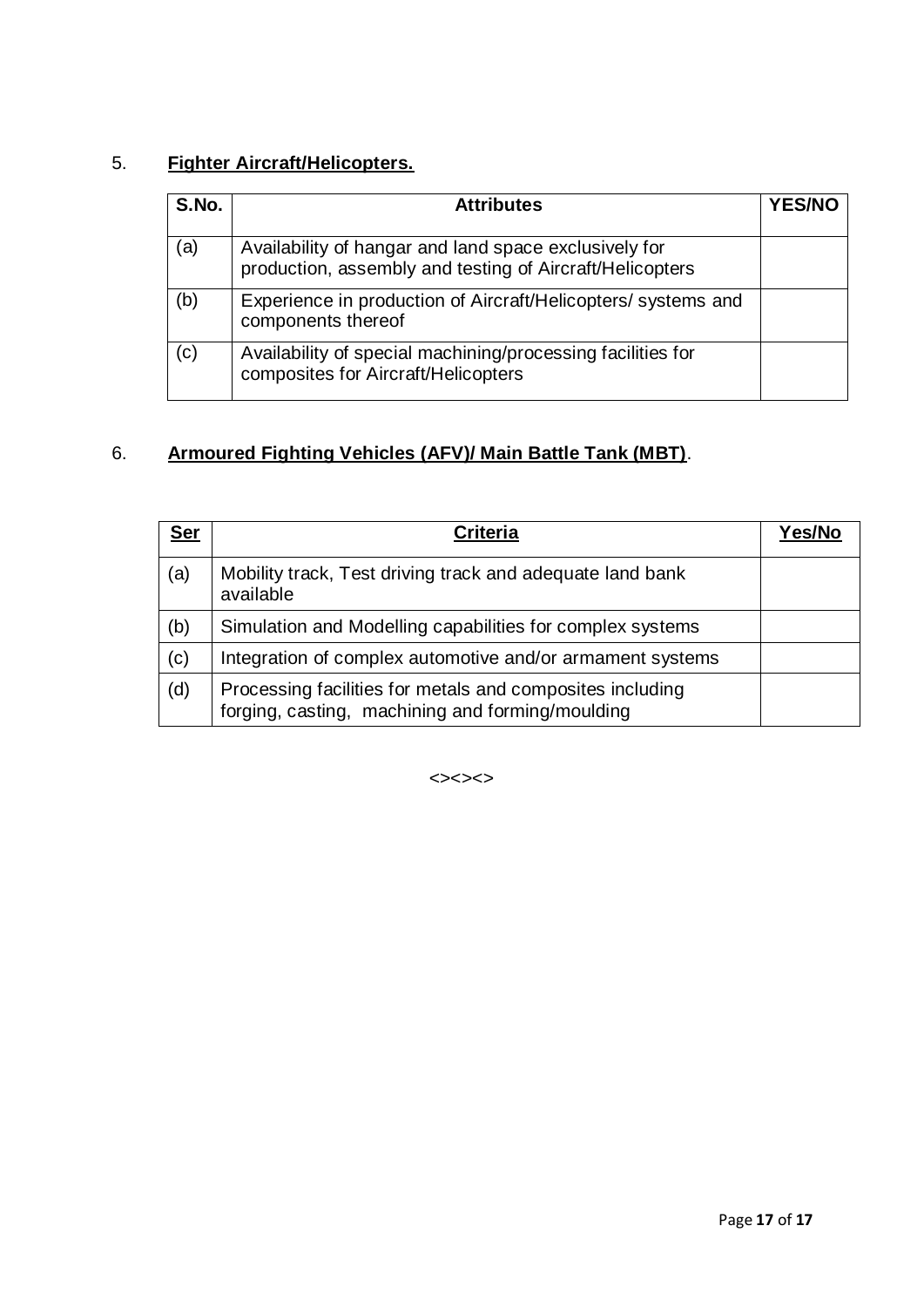5. **Fighter Aircraft/Helicopters.**

| S.No. | Attributes | YES/NO |
|---|---|---|
| (a) | Availability of hangar and land space exclusively for production, assembly and testing of Aircraft/Helicopters | |
| (b) | Experience in production of Aircraft/Helicopters/ systems and components thereof | |
| (c) | Availability of special machining/processing facilities for composites for Aircraft/Helicopters | |

6. **Armoured Fighting Vehicles (AFV)/ Main Battle Tank (MBT)**.

| Ser | Criteria | Yes/No |
|---|---|---|
| (a) | Mobility track, Test driving track and adequate land bank available | |
| (b) | Simulation and Modelling capabilities for complex systems | |
| (c) | Integration of complex automotive and/or armament systems | |
| (d) | Processing facilities for metals and composites including forging, casting, machining and forming/moulding | |

<><><>